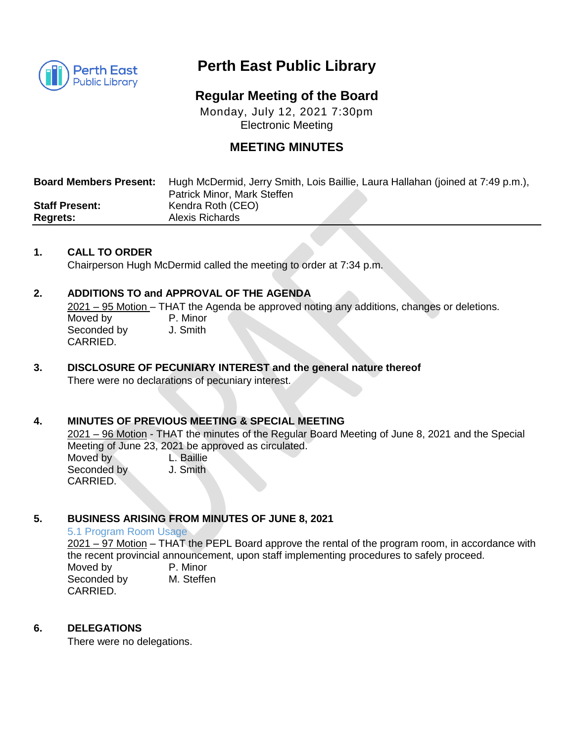# Perth East Public Library

## Regular Meeting of the Board

Monday, July 12, 2021 7:30pm
Electronic Meeting

## MEETING MINUTES

| | |
|---|---|
| **Board Members Present:** | Hugh McDermid, Jerry Smith, Lois Baillie, Laura Hallahan (joined at 7:49 p.m.), Patrick Minor, Mark Steffen |
| **Staff Present:** | Kendra Roth (CEO) |
| **Regrets:** | Alexis Richards |

### 1. CALL TO ORDER

Chairperson Hugh McDermid called the meeting to order at 7:34 p.m.

### 2. ADDITIONS TO and APPROVAL OF THE AGENDA

2021 – 95 Motion – THAT the Agenda be approved noting any additions, changes or deletions.
Moved by P. Minor
Seconded by J. Smith
CARRIED.

### 3. DISCLOSURE OF PECUNIARY INTEREST and the general nature thereof

There were no declarations of pecuniary interest.

### 4. MINUTES OF PREVIOUS MEETING & SPECIAL MEETING

2021 – 96 Motion - THAT the minutes of the Regular Board Meeting of June 8, 2021 and the Special Meeting of June 23, 2021 be approved as circulated.
Moved by L. Baillie
Seconded by J. Smith
CARRIED.

### 5. BUSINESS ARISING FROM MINUTES OF JUNE 8, 2021

5.1 Program Room Usage

2021 – 97 Motion – THAT the PEPL Board approve the rental of the program room, in accordance with the recent provincial announcement, upon staff implementing procedures to safely proceed.
Moved by P. Minor
Seconded by M. Steffen
CARRIED.

### 6. DELEGATIONS

There were no delegations.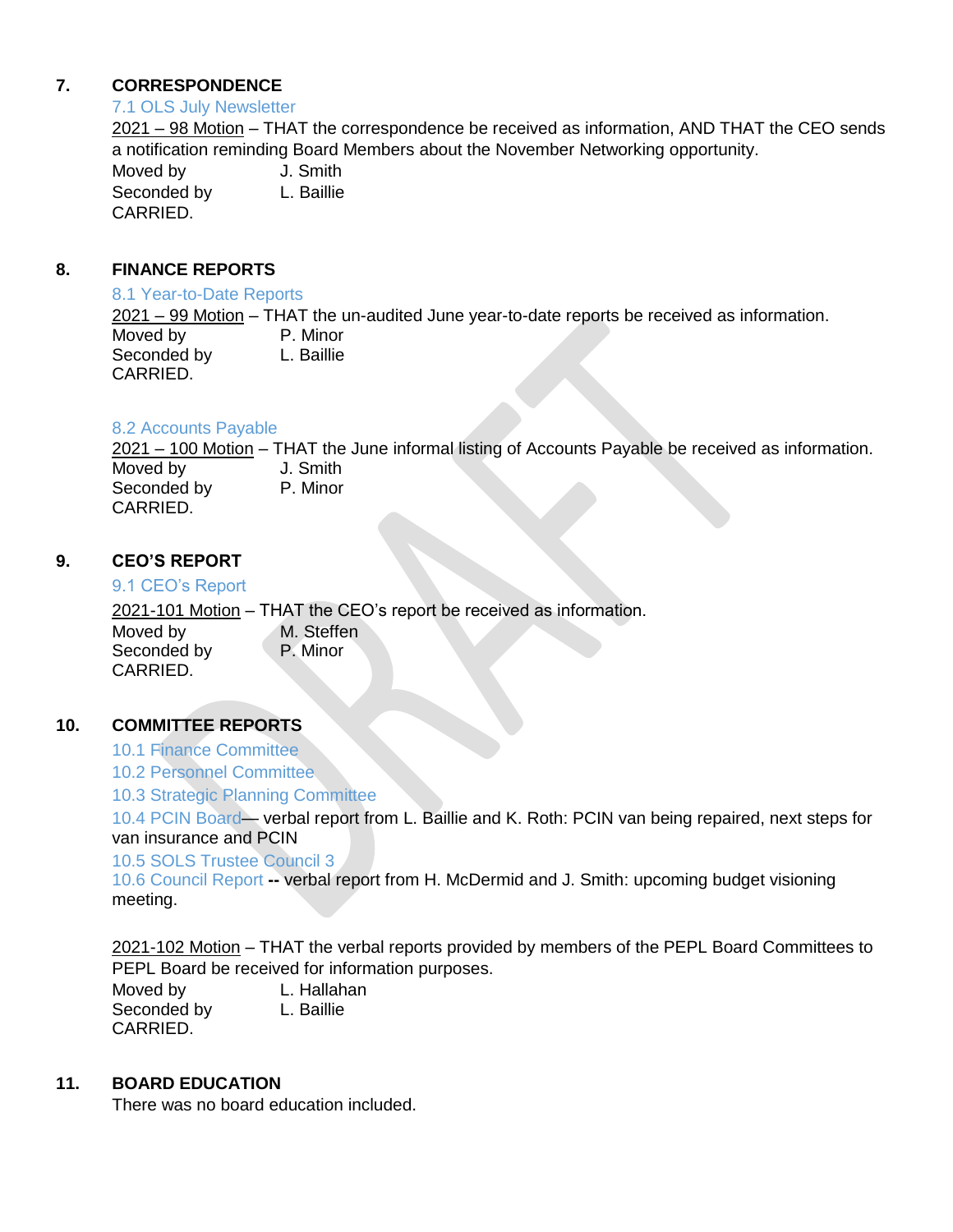## 7. CORRESPONDENCE

7.1 OLS July Newsletter

2021 – 98 Motion – THAT the correspondence be received as information, AND THAT the CEO sends a notification reminding Board Members about the November Networking opportunity.

Moved by J. Smith
Seconded by L. Baillie
CARRIED.

## 8. FINANCE REPORTS

8.1 Year-to-Date Reports

2021 – 99 Motion – THAT the un-audited June year-to-date reports be received as information.

Moved by P. Minor
Seconded by L. Baillie
CARRIED.

8.2 Accounts Payable

2021 – 100 Motion – THAT the June informal listing of Accounts Payable be received as information.

Moved by J. Smith
Seconded by P. Minor
CARRIED.

## 9. CEO'S REPORT

9.1 CEO's Report

2021-101 Motion – THAT the CEO's report be received as information.

Moved by M. Steffen
Seconded by P. Minor
CARRIED.

## 10. COMMITTEE REPORTS

10.1 Finance Committee

10.2 Personnel Committee

10.3 Strategic Planning Committee

10.4 PCIN Board— verbal report from L. Baillie and K. Roth: PCIN van being repaired, next steps for van insurance and PCIN

10.5 SOLS Trustee Council 3

10.6 Council Report -- verbal report from H. McDermid and J. Smith: upcoming budget visioning meeting.

2021-102 Motion – THAT the verbal reports provided by members of the PEPL Board Committees to PEPL Board be received for information purposes.

Moved by L. Hallahan
Seconded by L. Baillie
CARRIED.

## 11. BOARD EDUCATION

There was no board education included.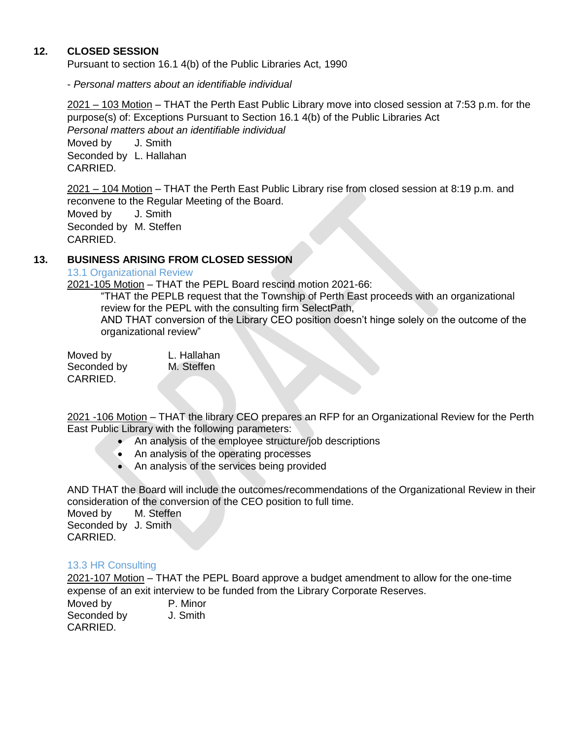## 12. CLOSED SESSION

Pursuant to section 16.1 4(b) of the Public Libraries Act, 1990

- *Personal matters about an identifiable individual*

2021 – 103 Motion – THAT the Perth East Public Library move into closed session at 7:53 p.m. for the purpose(s) of: Exceptions Pursuant to Section 16.1 4(b) of the Public Libraries Act
*Personal matters about an identifiable individual*
Moved by J. Smith
Seconded by L. Hallahan
CARRIED.

2021 – 104 Motion – THAT the Perth East Public Library rise from closed session at 8:19 p.m. and reconvene to the Regular Meeting of the Board.
Moved by J. Smith
Seconded by M. Steffen
CARRIED.

## 13. BUSINESS ARISING FROM CLOSED SESSION

### 13.1 Organizational Review

2021-105 Motion – THAT the PEPL Board rescind motion 2021-66:

> "THAT the PEPLB request that the Township of Perth East proceeds with an organizational review for the PEPL with the consulting firm SelectPath,
> AND THAT conversion of the Library CEO position doesn't hinge solely on the outcome of the organizational review"

Moved by L. Hallahan
Seconded by M. Steffen
CARRIED.

2021 -106 Motion – THAT the library CEO prepares an RFP for an Organizational Review for the Perth East Public Library with the following parameters:

- An analysis of the employee structure/job descriptions
- An analysis of the operating processes
- An analysis of the services being provided

AND THAT the Board will include the outcomes/recommendations of the Organizational Review in their consideration of the conversion of the CEO position to full time.
Moved by M. Steffen
Seconded by J. Smith
CARRIED.

### 13.3 HR Consulting

2021-107 Motion – THAT the PEPL Board approve a budget amendment to allow for the one-time expense of an exit interview to be funded from the Library Corporate Reserves.
Moved by P. Minor
Seconded by J. Smith
CARRIED.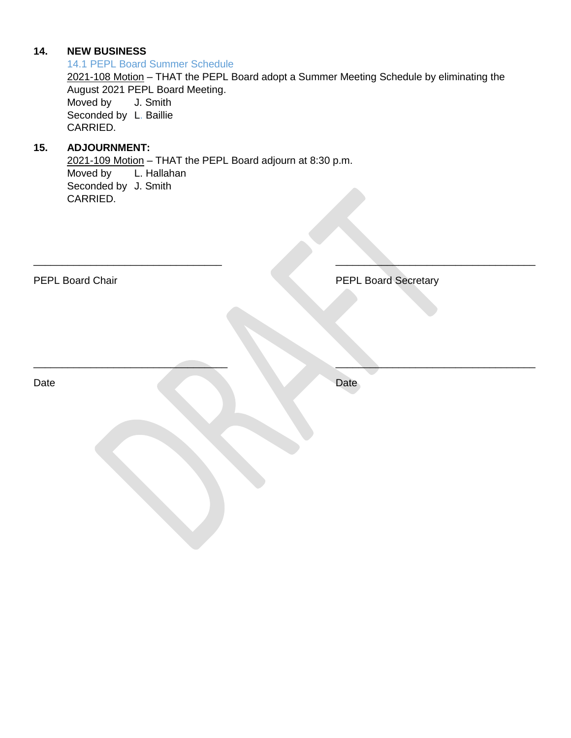## 14. NEW BUSINESS

### 14.1 PEPL Board Summer Schedule

2021-108 Motion – THAT the PEPL Board adopt a Summer Meeting Schedule by eliminating the August 2021 PEPL Board Meeting.
Moved by J. Smith
Seconded by L. Baillie
CARRIED.

## 15. ADJOURNMENT:

2021-109 Motion – THAT the PEPL Board adjourn at 8:30 p.m.
Moved by L. Hallahan
Seconded by J. Smith
CARRIED.

DRAFT

| | |
|---|---|
| ______________________________ | ______________________________ |
| PEPL Board Chair | PEPL Board Secretary |
| ______________________________ | ______________________________ |
| Date | Date |